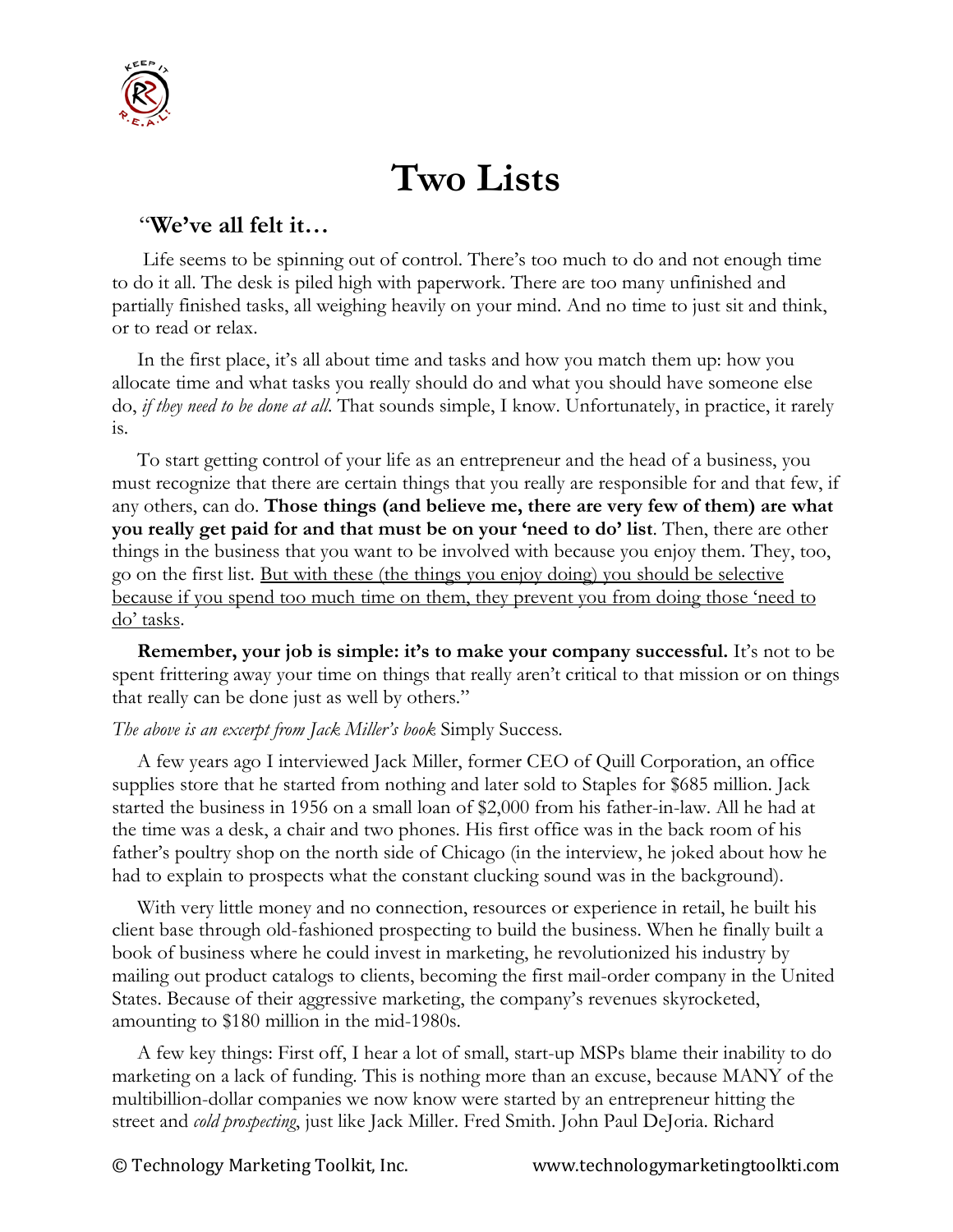# Two Lists

"**We've all felt it…**

Life seems to be spinning out of control. There's too much to do and not enough time to do it all. The desk is piled high with paperwork. There are too many unfinished and partially finished tasks, all weighing heavily on your mind. And no time to just sit and think, or to read or relax.

In the first place, it's all about time and tasks and how you match them up: how you allocate time and what tasks you really should do and what you should have someone else do, *if they need to be done at all*. That sounds simple, I know. Unfortunately, in practice, it rarely is.

To start getting control of your life as an entrepreneur and the head of a business, you must recognize that there are certain things that you really are responsible for and that few, if any others, can do. **Those things (and believe me, there are very few of them) are what you really get paid for and that must be on your 'need to do' list**. Then, there are other things in the business that you want to be involved with because you enjoy them. They, too, go on the first list. <u>But with these (the things you enjoy doing) you should be selective because if you spend too much time on them, they prevent you from doing those 'need to do' tasks</u>.

**Remember, your job is simple: it's to make your company successful.** It's not to be spent frittering away your time on things that really aren't critical to that mission or on things that really can be done just as well by others."

*The above is an excerpt from Jack Miller's book* Simply Success.

A few years ago I interviewed Jack Miller, former CEO of Quill Corporation, an office supplies store that he started from nothing and later sold to Staples for $685 million. Jack started the business in 1956 on a small loan of $2,000 from his father-in-law. All he had at the time was a desk, a chair and two phones. His first office was in the back room of his father's poultry shop on the north side of Chicago (in the interview, he joked about how he had to explain to prospects what the constant clucking sound was in the background).

With very little money and no connection, resources or experience in retail, he built his client base through old-fashioned prospecting to build the business. When he finally built a book of business where he could invest in marketing, he revolutionized his industry by mailing out product catalogs to clients, becoming the first mail-order company in the United States. Because of their aggressive marketing, the company's revenues skyrocketed, amounting to $180 million in the mid-1980s.

A few key things: First off, I hear a lot of small, start-up MSPs blame their inability to do marketing on a lack of funding. This is nothing more than an excuse, because MANY of the multibillion-dollar companies we now know were started by an entrepreneur hitting the street and *cold prospecting*, just like Jack Miller. Fred Smith. John Paul DeJoria. Richard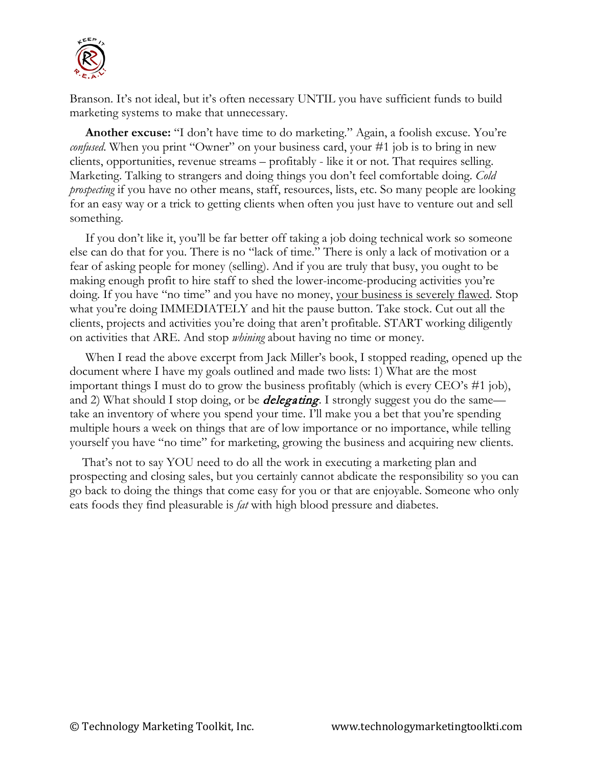Branson. It's not ideal, but it's often necessary UNTIL you have sufficient funds to build marketing systems to make that unnecessary.

**Another excuse:** "I don't have time to do marketing." Again, a foolish excuse. You're *confused*. When you print "Owner" on your business card, your #1 job is to bring in new clients, opportunities, revenue streams – profitably - like it or not. That requires selling. Marketing. Talking to strangers and doing things you don't feel comfortable doing. *Cold prospecting* if you have no other means, staff, resources, lists, etc. So many people are looking for an easy way or a trick to getting clients when often you just have to venture out and sell something.

If you don't like it, you'll be far better off taking a job doing technical work so someone else can do that for you. There is no "lack of time." There is only a lack of motivation or a fear of asking people for money (selling). And if you are truly that busy, you ought to be making enough profit to hire staff to shed the lower-income-producing activities you're doing. If you have "no time" and you have no money, <u>your business is severely flawed</u>. Stop what you're doing IMMEDIATELY and hit the pause button. Take stock. Cut out all the clients, projects and activities you're doing that aren't profitable. START working diligently on activities that ARE. And stop *whining* about having no time or money.

When I read the above excerpt from Jack Miller's book, I stopped reading, opened up the document where I have my goals outlined and made two lists: 1) What are the most important things I must do to grow the business profitably (which is every CEO's #1 job), and 2) What should I stop doing, or be ***delegating***. I strongly suggest you do the same—take an inventory of where you spend your time. I'll make you a bet that you're spending multiple hours a week on things that are of low importance or no importance, while telling yourself you have "no time" for marketing, growing the business and acquiring new clients.

That's not to say YOU need to do all the work in executing a marketing plan and prospecting and closing sales, but you certainly cannot abdicate the responsibility so you can go back to doing the things that come easy for you or that are enjoyable. Someone who only eats foods they find pleasurable is *fat* with high blood pressure and diabetes.